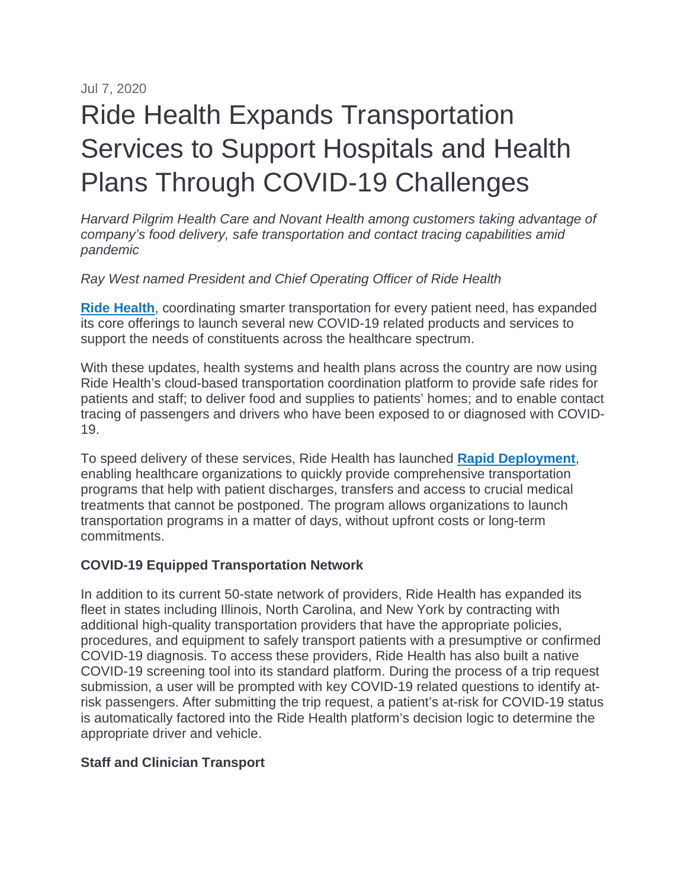Jul 7, 2020

# Ride Health Expands Transportation Services to Support Hospitals and Health Plans Through COVID-19 Challenges

*Harvard Pilgrim Health Care and Novant Health among customers taking advantage of company's food delivery, safe transportation and contact tracing capabilities amid pandemic*

*Ray West named President and Chief Operating Officer of Ride Health*

**Ride Health**, coordinating smarter transportation for every patient need, has expanded its core offerings to launch several new COVID-19 related products and services to support the needs of constituents across the healthcare spectrum.

With these updates, health systems and health plans across the country are now using Ride Health's cloud-based transportation coordination platform to provide safe rides for patients and staff; to deliver food and supplies to patients' homes; and to enable contact tracing of passengers and drivers who have been exposed to or diagnosed with COVID-19.

To speed delivery of these services, Ride Health has launched **Rapid Deployment**, enabling healthcare organizations to quickly provide comprehensive transportation programs that help with patient discharges, transfers and access to crucial medical treatments that cannot be postponed. The program allows organizations to launch transportation programs in a matter of days, without upfront costs or long-term commitments.

**COVID-19 Equipped Transportation Network**

In addition to its current 50-state network of providers, Ride Health has expanded its fleet in states including Illinois, North Carolina, and New York by contracting with additional high-quality transportation providers that have the appropriate policies, procedures, and equipment to safely transport patients with a presumptive or confirmed COVID-19 diagnosis. To access these providers, Ride Health has also built a native COVID-19 screening tool into its standard platform. During the process of a trip request submission, a user will be prompted with key COVID-19 related questions to identify at-risk passengers. After submitting the trip request, a patient's at-risk for COVID-19 status is automatically factored into the Ride Health platform's decision logic to determine the appropriate driver and vehicle.

**Staff and Clinician Transport**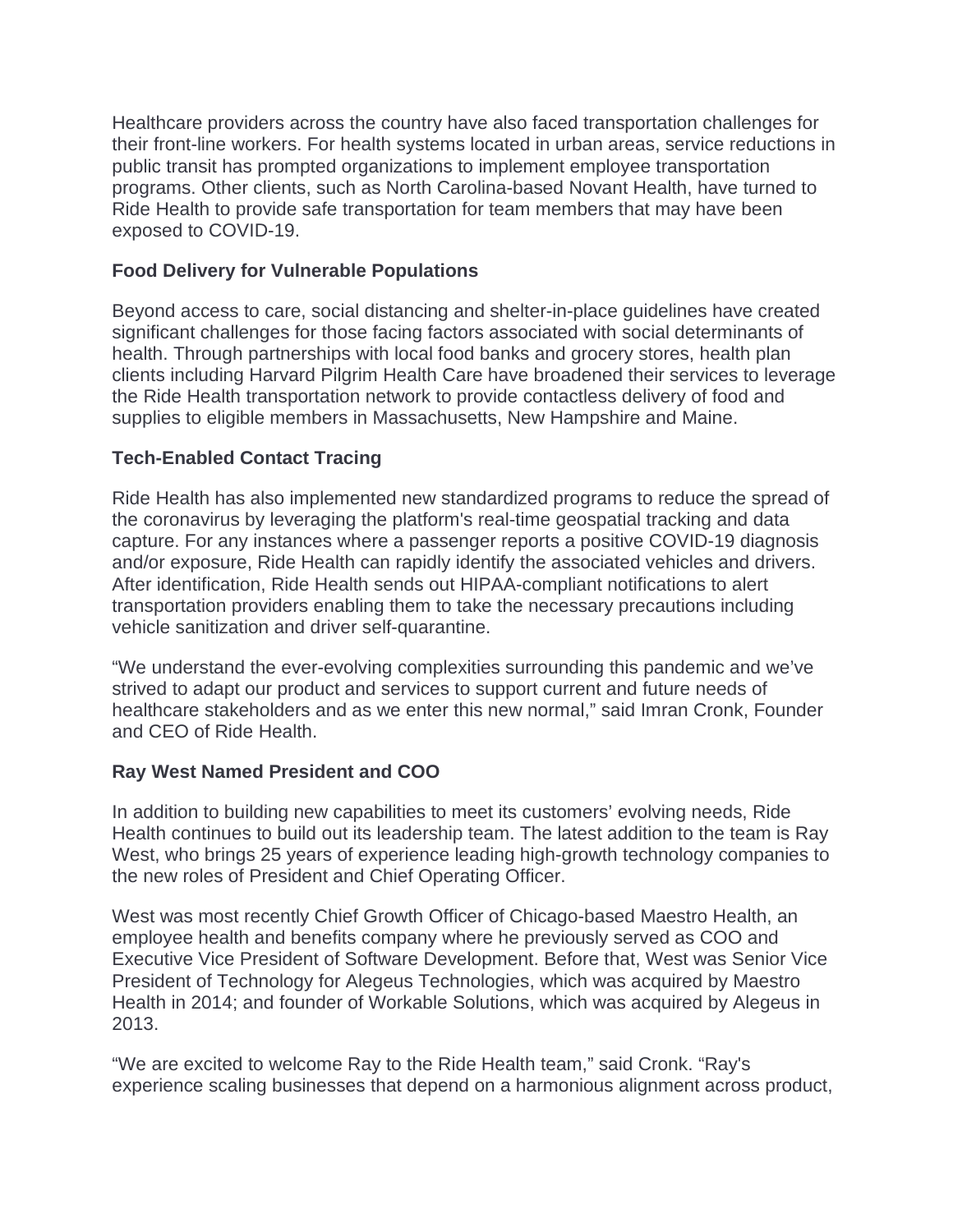Healthcare providers across the country have also faced transportation challenges for their front-line workers. For health systems located in urban areas, service reductions in public transit has prompted organizations to implement employee transportation programs. Other clients, such as North Carolina-based Novant Health, have turned to Ride Health to provide safe transportation for team members that may have been exposed to COVID-19.

**Food Delivery for Vulnerable Populations**

Beyond access to care, social distancing and shelter-in-place guidelines have created significant challenges for those facing factors associated with social determinants of health. Through partnerships with local food banks and grocery stores, health plan clients including Harvard Pilgrim Health Care have broadened their services to leverage the Ride Health transportation network to provide contactless delivery of food and supplies to eligible members in Massachusetts, New Hampshire and Maine.

**Tech-Enabled Contact Tracing**

Ride Health has also implemented new standardized programs to reduce the spread of the coronavirus by leveraging the platform's real-time geospatial tracking and data capture. For any instances where a passenger reports a positive COVID-19 diagnosis and/or exposure, Ride Health can rapidly identify the associated vehicles and drivers. After identification, Ride Health sends out HIPAA-compliant notifications to alert transportation providers enabling them to take the necessary precautions including vehicle sanitization and driver self-quarantine.

“We understand the ever-evolving complexities surrounding this pandemic and we’ve strived to adapt our product and services to support current and future needs of healthcare stakeholders and as we enter this new normal,” said Imran Cronk, Founder and CEO of Ride Health.

**Ray West Named President and COO**

In addition to building new capabilities to meet its customers’ evolving needs, Ride Health continues to build out its leadership team. The latest addition to the team is Ray West, who brings 25 years of experience leading high-growth technology companies to the new roles of President and Chief Operating Officer.

West was most recently Chief Growth Officer of Chicago-based Maestro Health, an employee health and benefits company where he previously served as COO and Executive Vice President of Software Development. Before that, West was Senior Vice President of Technology for Alegeus Technologies, which was acquired by Maestro Health in 2014; and founder of Workable Solutions, which was acquired by Alegeus in 2013.

“We are excited to welcome Ray to the Ride Health team,” said Cronk. “Ray's experience scaling businesses that depend on a harmonious alignment across product,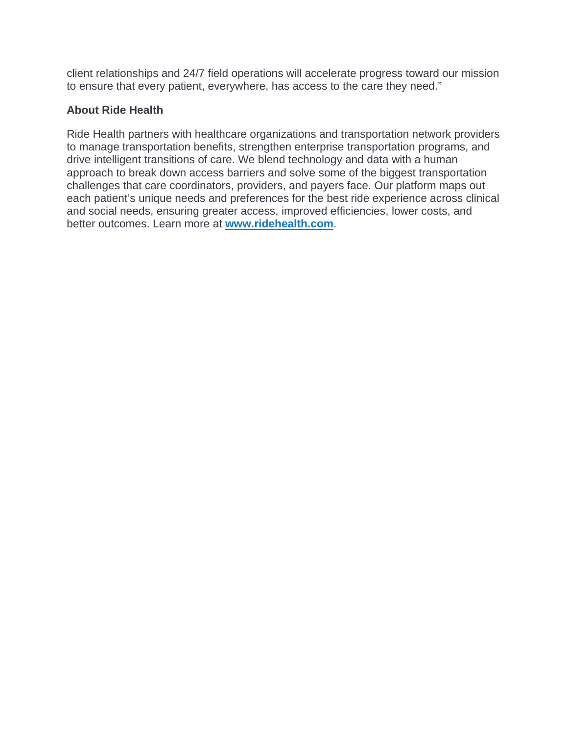client relationships and 24/7 field operations will accelerate progress toward our mission to ensure that every patient, everywhere, has access to the care they need."

**About Ride Health**

Ride Health partners with healthcare organizations and transportation network providers to manage transportation benefits, strengthen enterprise transportation programs, and drive intelligent transitions of care. We blend technology and data with a human approach to break down access barriers and solve some of the biggest transportation challenges that care coordinators, providers, and payers face. Our platform maps out each patient's unique needs and preferences for the best ride experience across clinical and social needs, ensuring greater access, improved efficiencies, lower costs, and better outcomes. Learn more at **[www.ridehealth.com](http://www.ridehealth.com)**.